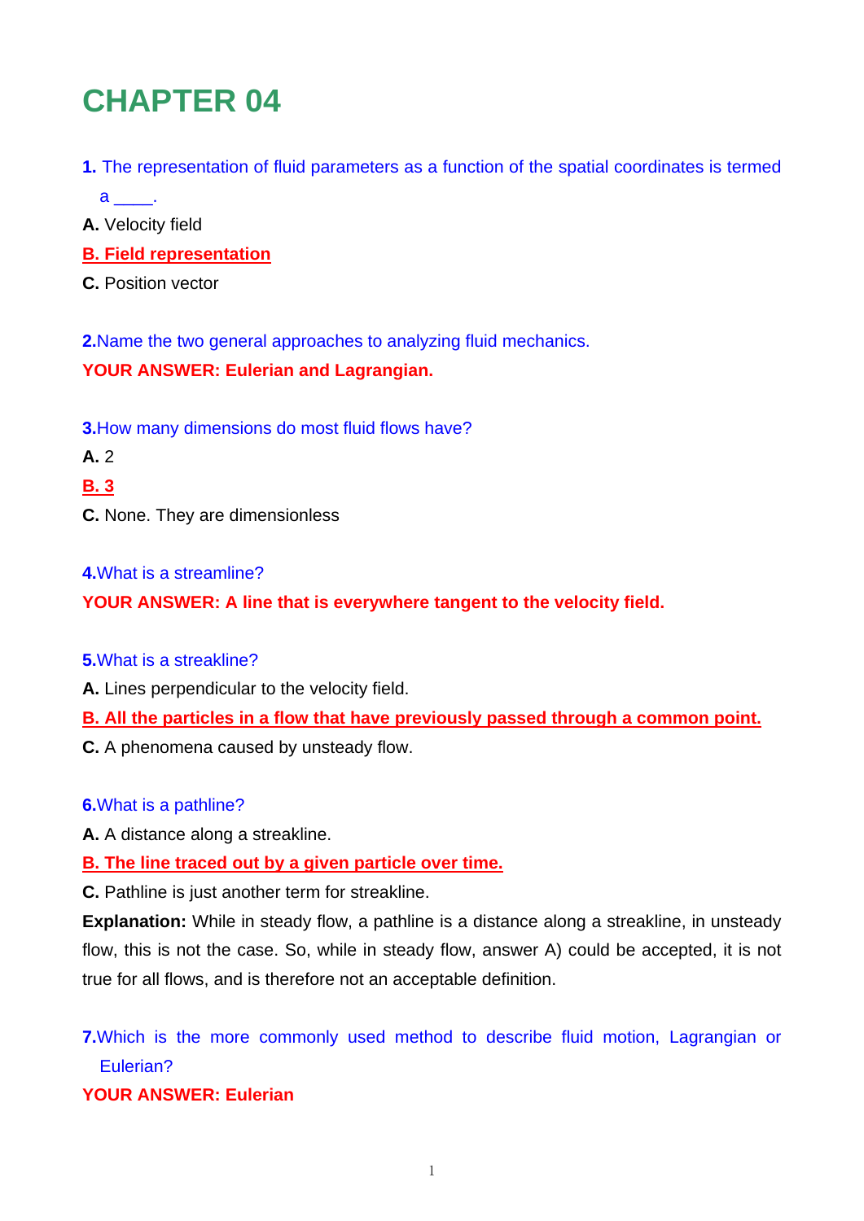# CHAPTER 04

**1.** The representation of fluid parameters as a function of the spatial coordinates is termed a ____.

**A.** Velocity field

**B. Field representation**

**C.** Position vector

**2.** Name the two general approaches to analyzing fluid mechanics.

**YOUR ANSWER: Eulerian and Lagrangian.**

**3.** How many dimensions do most fluid flows have?

**A.** 2

**B. 3**

**C.** None. They are dimensionless

**4.** What is a streamline?

**YOUR ANSWER: A line that is everywhere tangent to the velocity field.**

**5.** What is a streakline?

**A.** Lines perpendicular to the velocity field.

**B. All the particles in a flow that have previously passed through a common point.**

**C.** A phenomena caused by unsteady flow.

**6.** What is a pathline?

**A.** A distance along a streakline.

**B. The line traced out by a given particle over time.**

**C.** Pathline is just another term for streakline.

**Explanation:** While in steady flow, a pathline is a distance along a streakline, in unsteady flow, this is not the case. So, while in steady flow, answer A) could be accepted, it is not true for all flows, and is therefore not an acceptable definition.

**7.** Which is the more commonly used method to describe fluid motion, Lagrangian or Eulerian?

**YOUR ANSWER: Eulerian**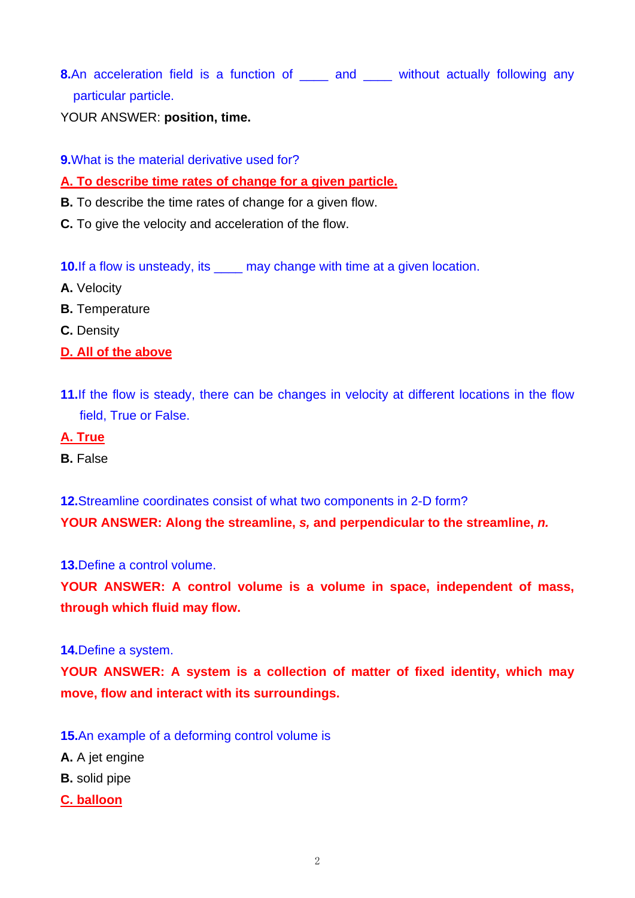**8.** An acceleration field is a function of ____ and ____ without actually following any particular particle.

YOUR ANSWER: **position, time.**

**9.** What is the material derivative used for?

**A. To describe time rates of change for a given particle.**

**B.** To describe the time rates of change for a given flow.

**C.** To give the velocity and acceleration of the flow.

**10.** If a flow is unsteady, its ____ may change with time at a given location.

**A.** Velocity

**B.** Temperature

**C.** Density

**D. All of the above**

**11.** If the flow is steady, there can be changes in velocity at different locations in the flow field, True or False.

**A. True**

**B.** False

**12.** Streamline coordinates consist of what two components in 2-D form?

**YOUR ANSWER: Along the streamline, *s*, and perpendicular to the streamline, *n*.**

**13.** Define a control volume.

**YOUR ANSWER: A control volume is a volume in space, independent of mass, through which fluid may flow.**

**14.** Define a system.

**YOUR ANSWER: A system is a collection of matter of fixed identity, which may move, flow and interact with its surroundings.**

**15.** An example of a deforming control volume is

**A.** A jet engine

**B.** solid pipe

**C. balloon**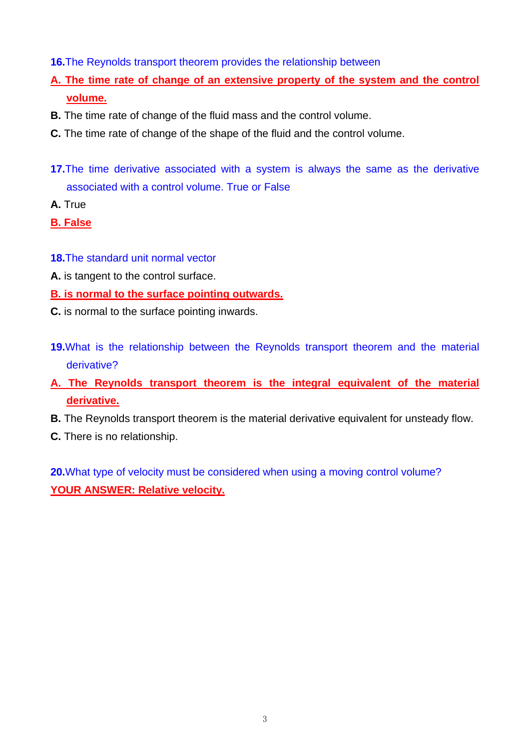**16.** The Reynolds transport theorem provides the relationship between

**A. The time rate of change of an extensive property of the system and the control volume.**

**B.** The time rate of change of the fluid mass and the control volume.

**C.** The time rate of change of the shape of the fluid and the control volume.

**17.** The time derivative associated with a system is always the same as the derivative associated with a control volume. True or False

**A.** True

**B. False**

**18.** The standard unit normal vector

**A.** is tangent to the control surface.

**B. is normal to the surface pointing outwards.**

**C.** is normal to the surface pointing inwards.

**19.** What is the relationship between the Reynolds transport theorem and the material derivative?

**A. The Reynolds transport theorem is the integral equivalent of the material derivative.**

**B.** The Reynolds transport theorem is the material derivative equivalent for unsteady flow.

**C.** There is no relationship.

**20.** What type of velocity must be considered when using a moving control volume?

**YOUR ANSWER: Relative velocity.**